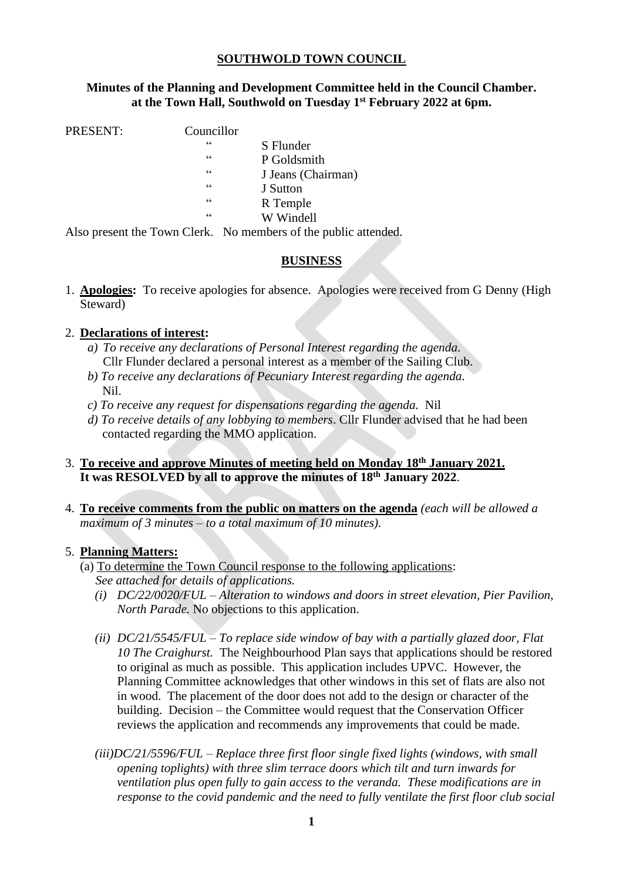**SOUTHWOLD TOWN COUNCIL**

**Minutes of the Planning and Development Committee held in the Council Chamber. at the Town Hall, Southwold on Tuesday 1st February 2022 at 6pm.**

PRESENT: Councillor
" S Flunder
" P Goldsmith
" J Jeans (Chairman)
" J Sutton
" R Temple
" W Windell

Also present the Town Clerk. No members of the public attended.

**BUSINESS**

1. **Apologies:** To receive apologies for absence. Apologies were received from G Denny (High Steward)

2. **Declarations of interest:**
   *a) To receive any declarations of Personal Interest regarding the agenda.*
   Cllr Flunder declared a personal interest as a member of the Sailing Club.
   *b) To receive any declarations of Pecuniary Interest regarding the agenda.*
   Nil.
   *c) To receive any request for dispensations regarding the agenda.* Nil
   *d) To receive details of any lobbying to members.* Cllr Flunder advised that he had been contacted regarding the MMO application.

3. **To receive and approve Minutes of meeting held on Monday 18th January 2021.**
   **It was RESOLVED by all to approve the minutes of 18th January 2022**.

4. **To receive comments from the public on matters on the agenda** *(each will be allowed a maximum of 3 minutes – to a total maximum of 10 minutes).*

5. **Planning Matters:**
   (a) To determine the Town Council response to the following applications:
   *See attached for details of applications.*
   *(i) DC/22/0020/FUL – Alteration to windows and doors in street elevation, Pier Pavilion, North Parade.* No objections to this application.

   *(ii) DC/21/5545/FUL – To replace side window of bay with a partially glazed door, Flat 10 The Craighurst.* The Neighbourhood Plan says that applications should be restored to original as much as possible. This application includes UPVC. However, the Planning Committee acknowledges that other windows in this set of flats are also not in wood. The placement of the door does not add to the design or character of the building. Decision – the Committee would request that the Conservation Officer reviews the application and recommends any improvements that could be made.

   *(iii)DC/21/5596/FUL – Replace three first floor single fixed lights (windows, with small opening toplights) with three slim terrace doors which tilt and turn inwards for ventilation plus open fully to gain access to the veranda. These modifications are in response to the covid pandemic and the need to fully ventilate the first floor club social*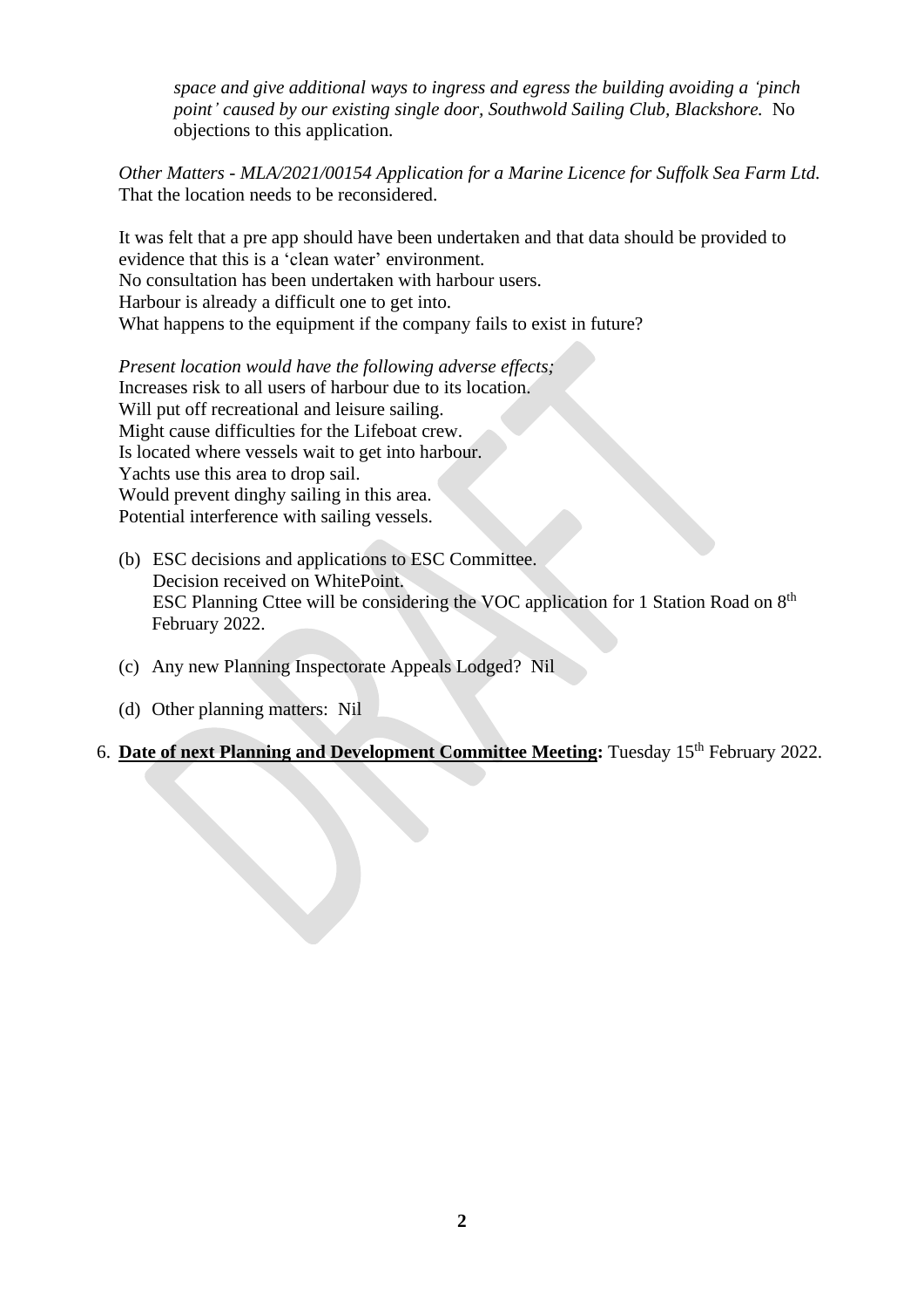*space and give additional ways to ingress and egress the building avoiding a 'pinch point' caused by our existing single door, Southwold Sailing Club, Blackshore.* No objections to this application.

*Other Matters - MLA/2021/00154 Application for a Marine Licence for Suffolk Sea Farm Ltd.* That the location needs to be reconsidered.

It was felt that a pre app should have been undertaken and that data should be provided to evidence that this is a 'clean water' environment.
No consultation has been undertaken with harbour users.
Harbour is already a difficult one to get into.
What happens to the equipment if the company fails to exist in future?

*Present location would have the following adverse effects;*
Increases risk to all users of harbour due to its location.
Will put off recreational and leisure sailing.
Might cause difficulties for the Lifeboat crew.
Is located where vessels wait to get into harbour.
Yachts use this area to drop sail.
Would prevent dinghy sailing in this area.
Potential interference with sailing vessels.

(b) ESC decisions and applications to ESC Committee.
Decision received on WhitePoint.
ESC Planning Cttee will be considering the VOC application for 1 Station Road on 8th February 2022.

(c) Any new Planning Inspectorate Appeals Lodged? Nil

(d) Other planning matters: Nil

6. **Date of next Planning and Development Committee Meeting:** Tuesday 15th February 2022.